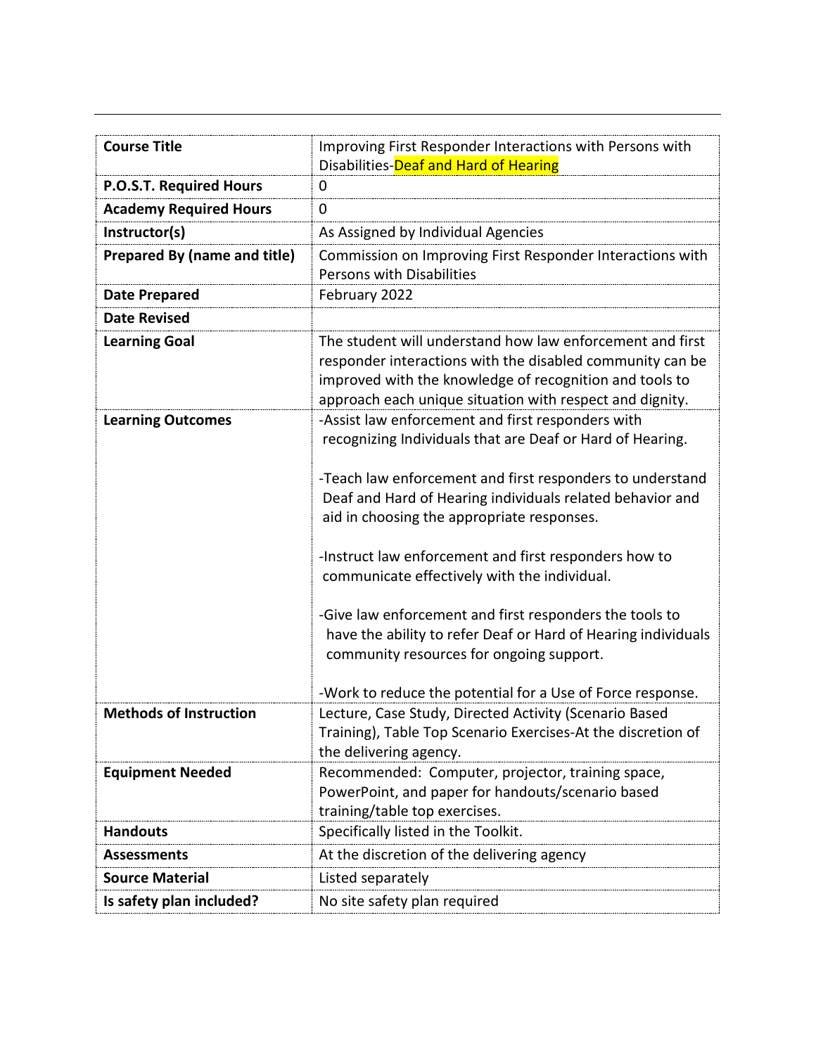| Course Title | Improving First Responder Interactions with Persons with Disabilities-Deaf and Hard of Hearing |
|---|---|
| **P.O.S.T. Required Hours** | 0 |
| **Academy Required Hours** | 0 |
| **Instructor(s)** | As Assigned by Individual Agencies |
| **Prepared By (name and title)** | Commission on Improving First Responder Interactions with Persons with Disabilities |
| **Date Prepared** | February 2022 |
| **Date Revised** | |
| **Learning Goal** | The student will understand how law enforcement and first responder interactions with the disabled community can be improved with the knowledge of recognition and tools to approach each unique situation with respect and dignity. |
| **Learning Outcomes** | -Assist law enforcement and first responders with recognizing Individuals that are Deaf or Hard of Hearing.<br><br>-Teach law enforcement and first responders to understand Deaf and Hard of Hearing individuals related behavior and aid in choosing the appropriate responses.<br><br>-Instruct law enforcement and first responders how to communicate effectively with the individual.<br><br>-Give law enforcement and first responders the tools to have the ability to refer Deaf or Hard of Hearing individuals community resources for ongoing support.<br><br>-Work to reduce the potential for a Use of Force response. |
| **Methods of Instruction** | Lecture, Case Study, Directed Activity (Scenario Based Training), Table Top Scenario Exercises-At the discretion of the delivering agency. |
| **Equipment Needed** | Recommended: Computer, projector, training space, PowerPoint, and paper for handouts/scenario based training/table top exercises. |
| **Handouts** | Specifically listed in the Toolkit. |
| **Assessments** | At the discretion of the delivering agency |
| **Source Material** | Listed separately |
| **Is safety plan included?** | No site safety plan required |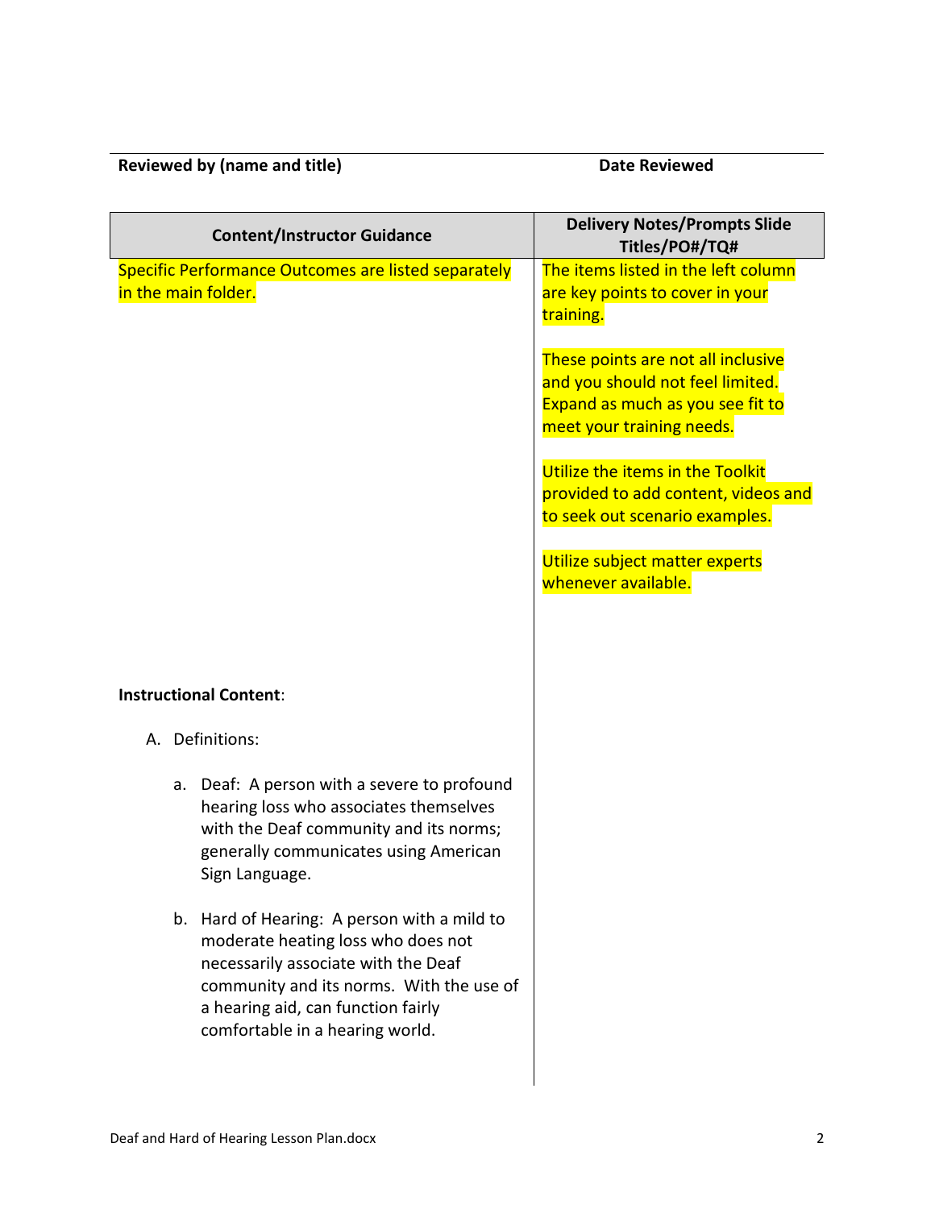**Reviewed by (name and title)** | **Date Reviewed**

| Content/Instructor Guidance | Delivery Notes/Prompts Slide Titles/PO#/TQ# |
|---|---|
| Specific Performance Outcomes are listed separately in the main folder. | The items listed in the left column are key points to cover in your training.<br><br>These points are not all inclusive and you should not feel limited. Expand as much as you see fit to meet your training needs.<br><br>Utilize the items in the Toolkit provided to add content, videos and to seek out scenario examples.<br><br>Utilize subject matter experts whenever available. |
| **Instructional Content**:<br><br>A. Definitions:<br><br>a. Deaf: A person with a severe to profound hearing loss who associates themselves with the Deaf community and its norms; generally communicates using American Sign Language.<br><br>b. Hard of Hearing: A person with a mild to moderate heating loss who does not necessarily associate with the Deaf community and its norms. With the use of a hearing aid, can function fairly comfortable in a hearing world. | |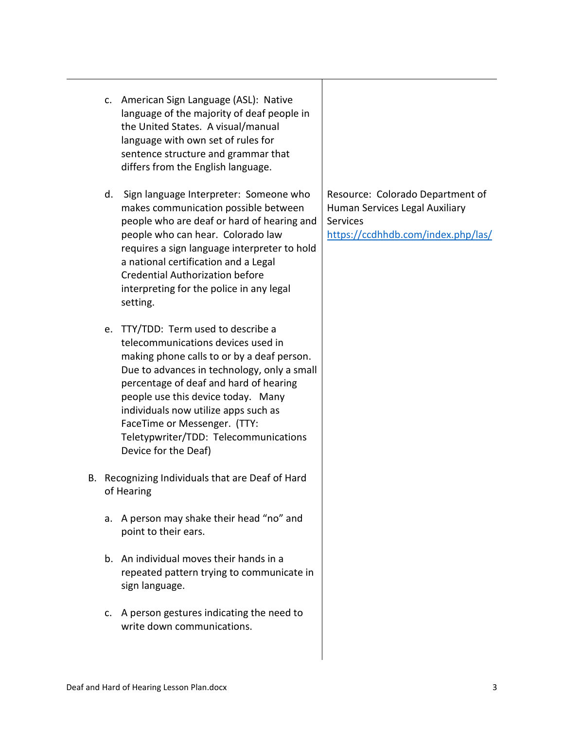| | |
|---|---|
| c. American Sign Language (ASL): Native language of the majority of deaf people in the United States. A visual/manual language with own set of rules for sentence structure and grammar that differs from the English language. | |
| d. Sign language Interpreter: Someone who makes communication possible between people who are deaf or hard of hearing and people who can hear. Colorado law requires a sign language interpreter to hold a national certification and a Legal Credential Authorization before interpreting for the police in any legal setting. | Resource: Colorado Department of Human Services Legal Auxiliary Services [https://ccdhhdb.com/index.php/las/](https://ccdhhdb.com/index.php/las/) |
| e. TTY/TDD: Term used to describe a telecommunications devices used in making phone calls to or by a deaf person. Due to advances in technology, only a small percentage of deaf and hard of hearing people use this device today. Many individuals now utilize apps such as FaceTime or Messenger. (TTY: Teletypwriter/TDD: Telecommunications Device for the Deaf) | |
| B. Recognizing Individuals that are Deaf of Hard of Hearing | |
| a. A person may shake their head "no" and point to their ears. | |
| b. An individual moves their hands in a repeated pattern trying to communicate in sign language. | |
| c. A person gestures indicating the need to write down communications. | |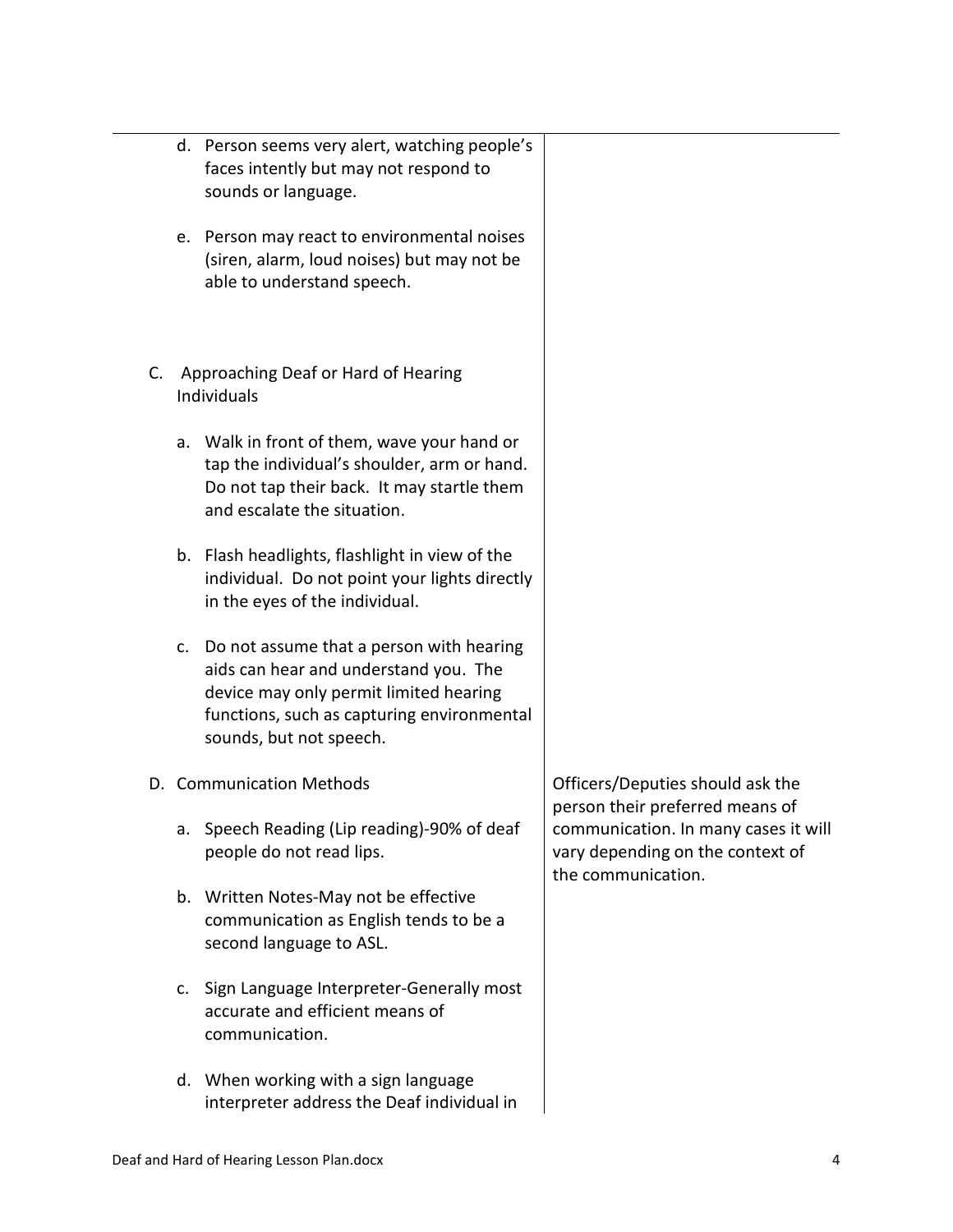| | |
|---|---|
| d. Person seems very alert, watching people's faces intently but may not respond to sounds or language.<br><br>e. Person may react to environmental noises (siren, alarm, loud noises) but may not be able to understand speech. | |
| C. Approaching Deaf or Hard of Hearing Individuals<br><br>a. Walk in front of them, wave your hand or tap the individual's shoulder, arm or hand. Do not tap their back. It may startle them and escalate the situation.<br><br>b. Flash headlights, flashlight in view of the individual. Do not point your lights directly in the eyes of the individual.<br><br>c. Do not assume that a person with hearing aids can hear and understand you. The device may only permit limited hearing functions, such as capturing environmental sounds, but not speech. | |
| D. Communication Methods<br><br>a. Speech Reading (Lip reading)-90% of deaf people do not read lips.<br><br>b. Written Notes-May not be effective communication as English tends to be a second language to ASL.<br><br>c. Sign Language Interpreter-Generally most accurate and efficient means of communication.<br><br>d. When working with a sign language interpreter address the Deaf individual in | Officers/Deputies should ask the person their preferred means of communication. In many cases it will vary depending on the context of the communication. |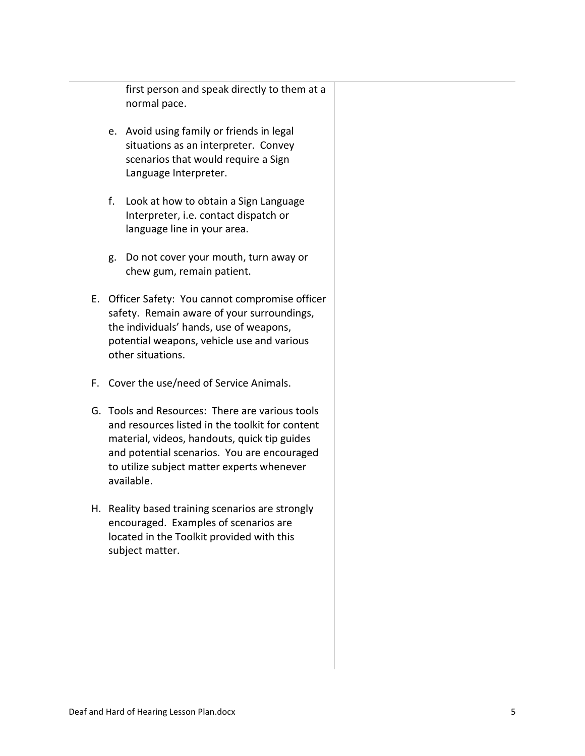first person and speak directly to them at a normal pace.

   e. Avoid using family or friends in legal situations as an interpreter. Convey scenarios that would require a Sign Language Interpreter.

   f. Look at how to obtain a Sign Language Interpreter, i.e. contact dispatch or language line in your area.

   g. Do not cover your mouth, turn away or chew gum, remain patient.

E. Officer Safety: You cannot compromise officer safety. Remain aware of your surroundings, the individuals' hands, use of weapons, potential weapons, vehicle use and various other situations.

F. Cover the use/need of Service Animals.

G. Tools and Resources: There are various tools and resources listed in the toolkit for content material, videos, handouts, quick tip guides and potential scenarios. You are encouraged to utilize subject matter experts whenever available.

H. Reality based training scenarios are strongly encouraged. Examples of scenarios are located in the Toolkit provided with this subject matter.